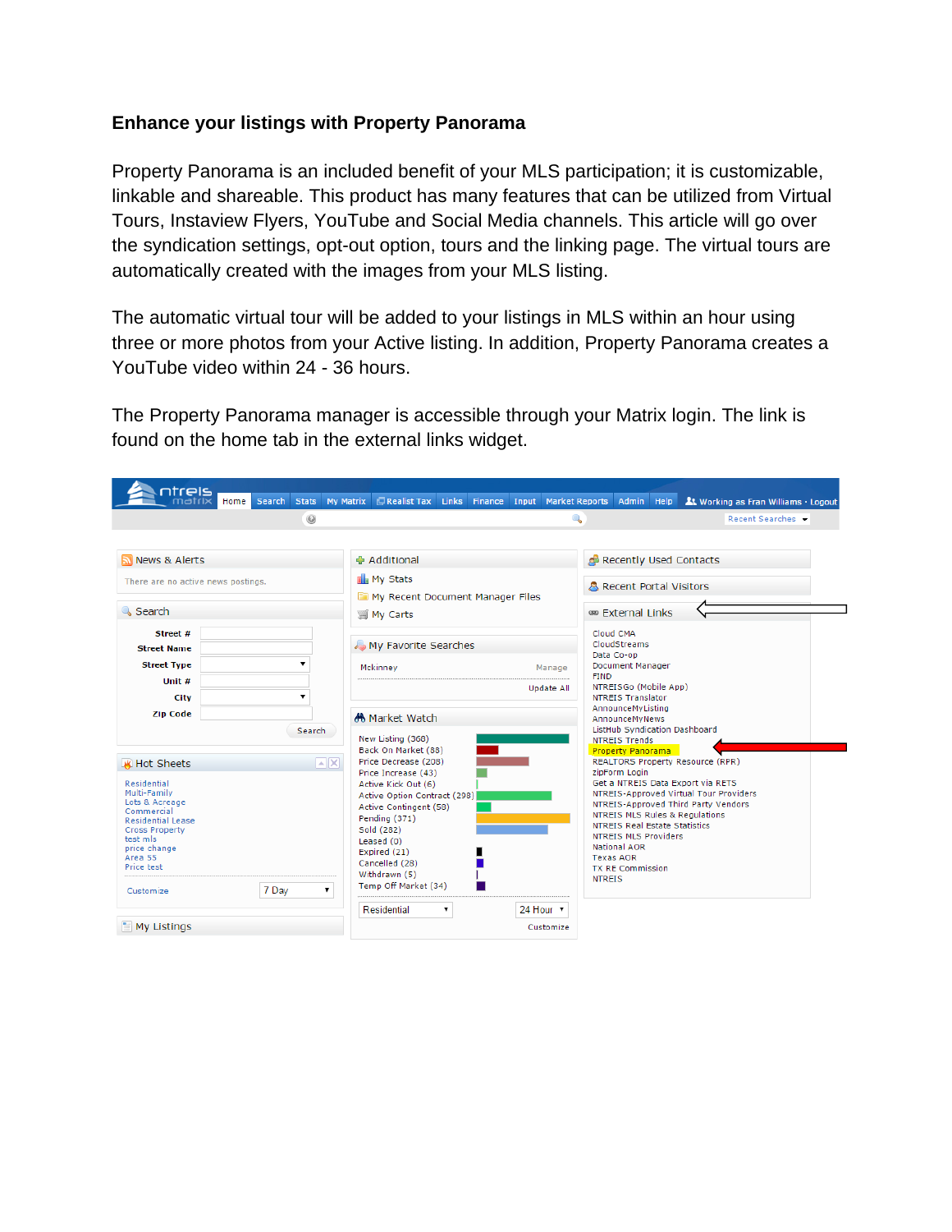## Enhance your listings with Property Panorama

Property Panorama is an included benefit of your MLS participation; it is customizable, linkable and shareable. This product has many features that can be utilized from Virtual Tours, Instaview Flyers, YouTube and Social Media channels. This article will go over the syndication settings, opt-out option, tours and the linking page. The virtual tours are automatically created with the images from your MLS listing.

The automatic virtual tour will be added to your listings in MLS within an hour using three or more photos from your Active listing. In addition, Property Panorama creates a YouTube video within 24 - 36 hours.

The Property Panorama manager is accessible through your Matrix login. The link is found on the home tab in the external links widget.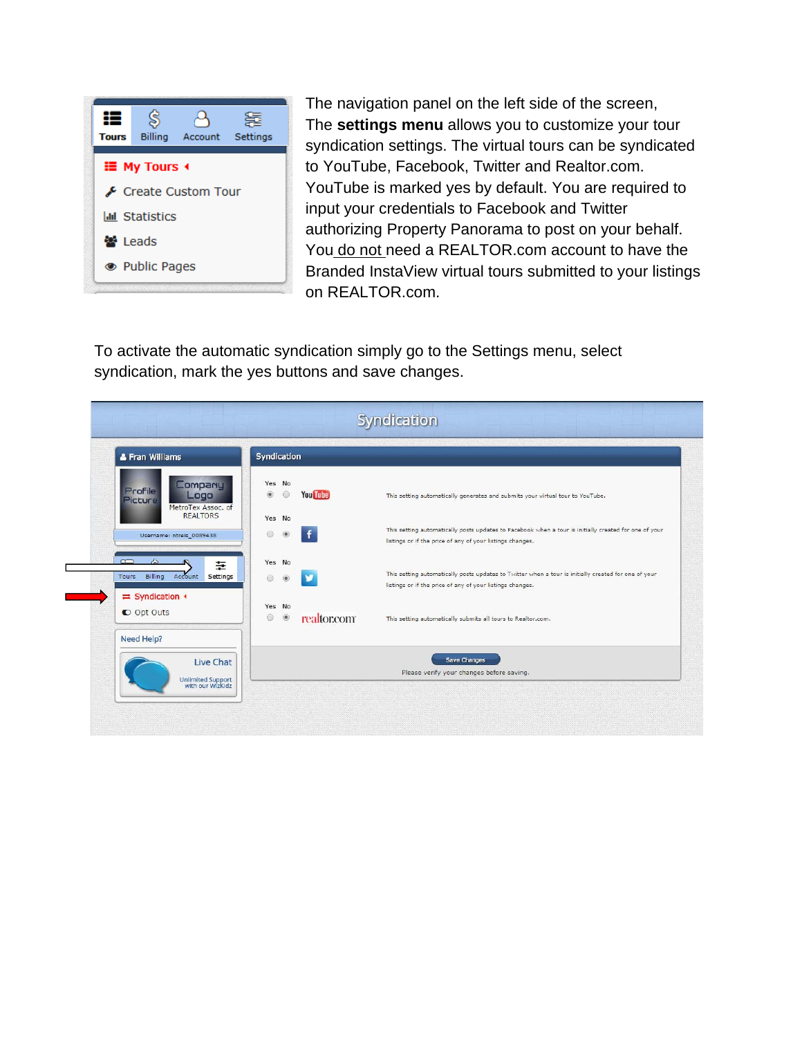The navigation panel on the left side of the screen, The **settings menu** allows you to customize your tour syndication settings. The virtual tours can be syndicated to YouTube, Facebook, Twitter and Realtor.com. YouTube is marked yes by default. You are required to input your credentials to Facebook and Twitter authorizing Property Panorama to post on your behalf. You do not need a REALTOR.com account to have the Branded InstaView virtual tours submitted to your listings on REALTOR.com.

To activate the automatic syndication simply go to the Settings menu, select syndication, mark the yes buttons and save changes.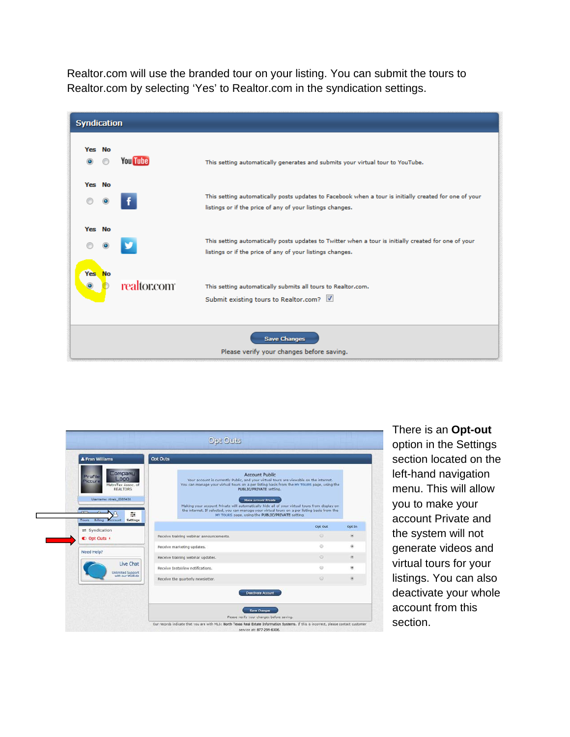Realtor.com will use the branded tour on your listing. You can submit the tours to Realtor.com by selecting 'Yes' to Realtor.com in the syndication settings.

**Syndication**

| Yes | No | | |
|---|---|---|---|
| ● | ○ | YouTube | This setting automatically generates and submits your virtual tour to YouTube. |
| ○ | ● | Facebook | This setting automatically posts updates to Facebook when a tour is initially created for one of your listings or if the price of any of your listings changes. |
| ○ | ● | Twitter | This setting automatically posts updates to Twitter when a tour is initially created for one of your listings or if the price of any of your listings changes. |
| ● | ○ | realtor.com | This setting automatically submits all tours to Realtor.com. Submit existing tours to Realtor.com? ☑ |

Save Changes

Please verify your changes before saving.

**Opt Outs**

Fran Williams

Profile Picture | Company Logo | MetroTex Assoc. of REALTORS

Username: ntreis_0085436

Tours | Billing | Account | Settings

- Syndication
- Opt Outs

Need Help? Live Chat — Unlimited Support with our Wizkids

**Opt Outs**

Account Public

Your account is currently Public, and your virtual tours are viewable on the internet. You can manage your virtual tours on a per listing basis from the MY TOURS page, using the PUBLIC/PRIVATE setting.

Make Account Private

Making your account Private will automatically hide all of your virtual tours from display on the internet. If selected, you can manage your virtual tours on a per listing basis from the MY TOURS page, using the PUBLIC/PRIVATE setting.

| | Opt Out | Opt In |
|---|---|---|
| Receive training webinar announcements. | ○ | ● |
| Receive marketing updates. | ○ | ● |
| Receive training webinar updates. | ○ | ● |
| Receive InstaView notifications. | ○ | ● |
| Receive the quarterly newsletter. | ○ | ● |

Deactivate Account

Save Changes

Please verify your changes before saving.

Our records indicate that you are with MLS: North Texas Real Estate Information Systems. If this is incorrect, please contact customer service at: 877-299-6306.

There is an **Opt-out** option in the Settings section located on the left-hand navigation menu. This will allow you to make your account Private and the system will not generate videos and virtual tours for your listings. You can also deactivate your whole account from this section.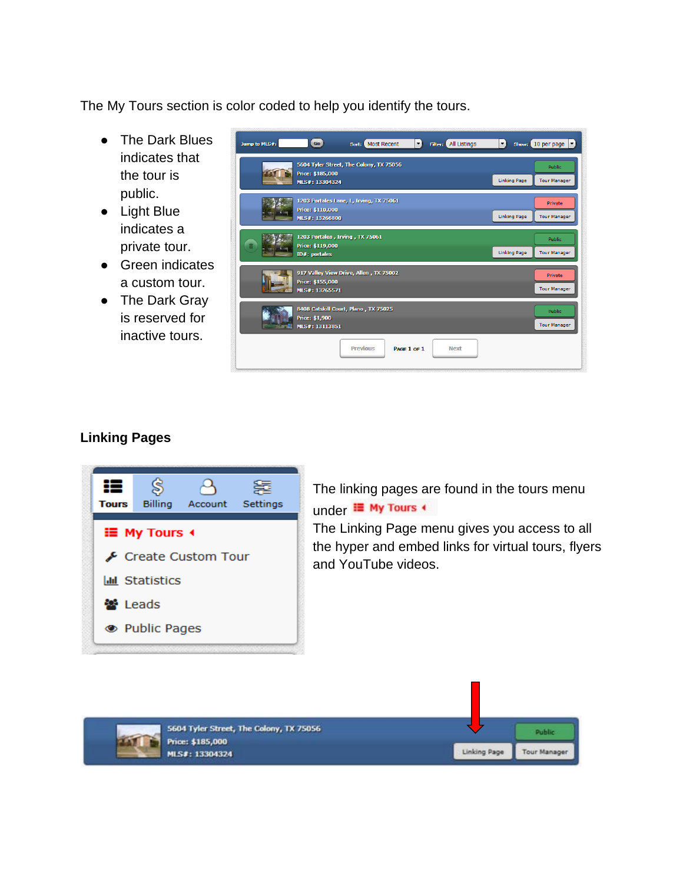The My Tours section is color coded to help you identify the tours.

- The Dark Blues indicates that the tour is public.
- Light Blue indicates a private tour.
- Green indicates a custom tour.
- The Dark Gray is reserved for inactive tours.

**Linking Pages**

The linking pages are found in the tours menu under My Tours

The Linking Page menu gives you access to all the hyper and embed links for virtual tours, flyers and YouTube videos.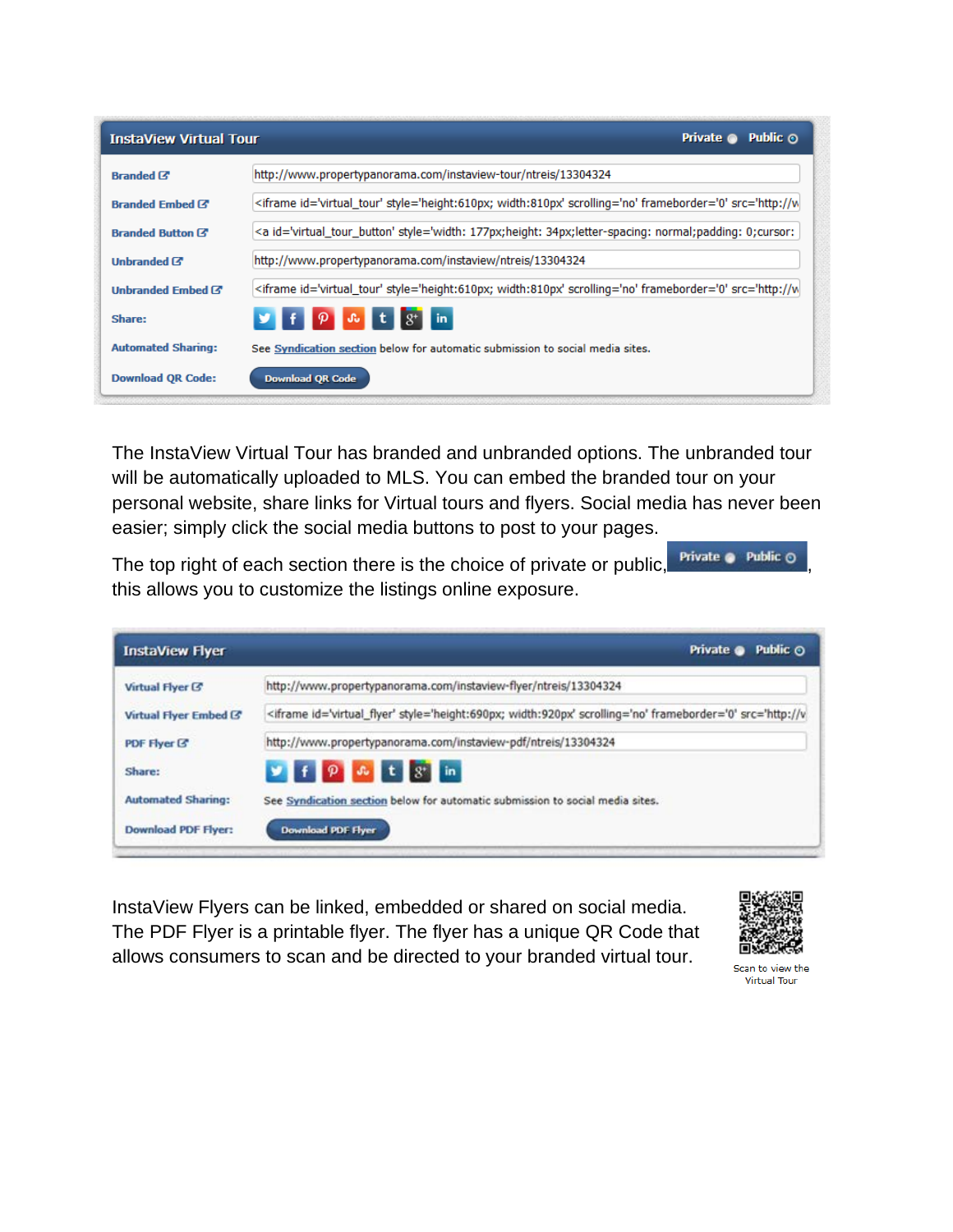**InstaView Virtual Tour** — Private ● Public ○

| | |
|---|---|
| Branded | http://www.propertypanorama.com/instaview-tour/ntreis/13304324 |
| Branded Embed | <iframe id='virtual_tour' style='height:610px; width:810px' scrolling='no' frameborder='0' src='http://w |
| Branded Button | <a id='virtual_tour_button' style='width: 177px;height: 34px;letter-spacing: normal;padding: 0;cursor: |
| Unbranded | http://www.propertypanorama.com/instaview/ntreis/13304324 |
| Unbranded Embed | <iframe id='virtual_tour' style='height:610px; width:810px' scrolling='no' frameborder='0' src='http://w |
| Share: | |
| Automated Sharing: | See Syndication section below for automatic submission to social media sites. |
| Download QR Code: | Download QR Code |

The InstaView Virtual Tour has branded and unbranded options. The unbranded tour will be automatically uploaded to MLS. You can embed the branded tour on your personal website, share links for Virtual tours and flyers. Social media has never been easier; simply click the social media buttons to post to your pages.

The top right of each section there is the choice of private or public, Private ● Public ○, this allows you to customize the listings online exposure.

**InstaView Flyer** — Private ● Public ○

| | |
|---|---|
| Virtual Flyer | http://www.propertypanorama.com/instaview-flyer/ntreis/13304324 |
| Virtual Flyer Embed | <iframe id='virtual_flyer' style='height:690px; width:920px' scrolling='no' frameborder='0' src='http://v |
| PDF Flyer | http://www.propertypanorama.com/instaview-pdf/ntreis/13304324 |
| Share: | |
| Automated Sharing: | See Syndication section below for automatic submission to social media sites. |
| Download PDF Flyer: | Download PDF Flyer |

InstaView Flyers can be linked, embedded or shared on social media. The PDF Flyer is a printable flyer. The flyer has a unique QR Code that allows consumers to scan and be directed to your branded virtual tour.

Scan to view the Virtual Tour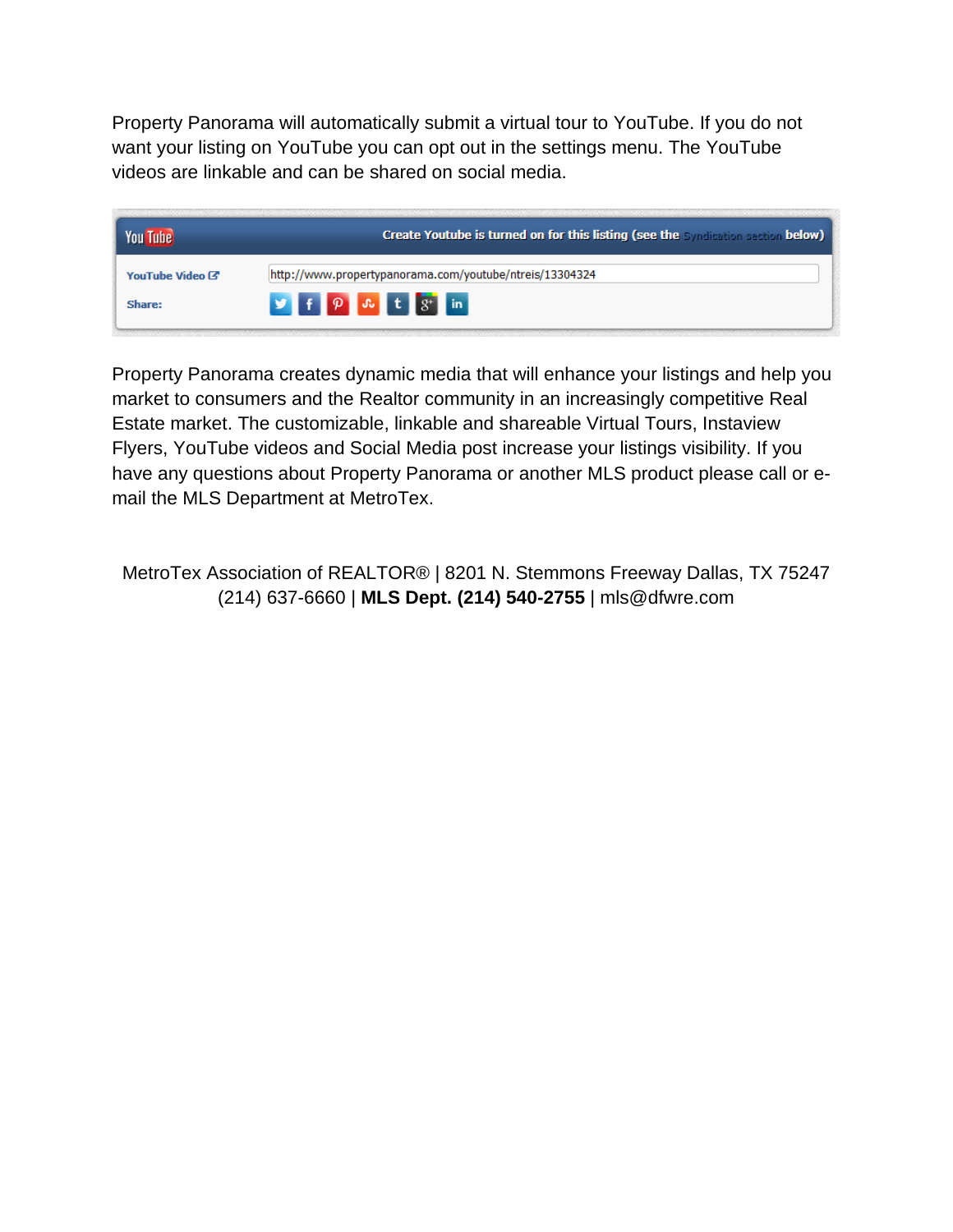Property Panorama will automatically submit a virtual tour to YouTube. If you do not want your listing on YouTube you can opt out in the settings menu. The YouTube videos are linkable and can be shared on social media.

YouTube — Create Youtube is turned on for this listing (see the Syndication section below)

YouTube Video: http://www.propertypanorama.com/youtube/ntreis/13304324

Share:

Property Panorama creates dynamic media that will enhance your listings and help you market to consumers and the Realtor community in an increasingly competitive Real Estate market. The customizable, linkable and shareable Virtual Tours, Instaview Flyers, YouTube videos and Social Media post increase your listings visibility. If you have any questions about Property Panorama or another MLS product please call or e-mail the MLS Department at MetroTex.

MetroTex Association of REALTOR® | 8201 N. Stemmons Freeway Dallas, TX 75247
(214) 637-6660 | **MLS Dept. (214) 540-2755** | mls@dfwre.com